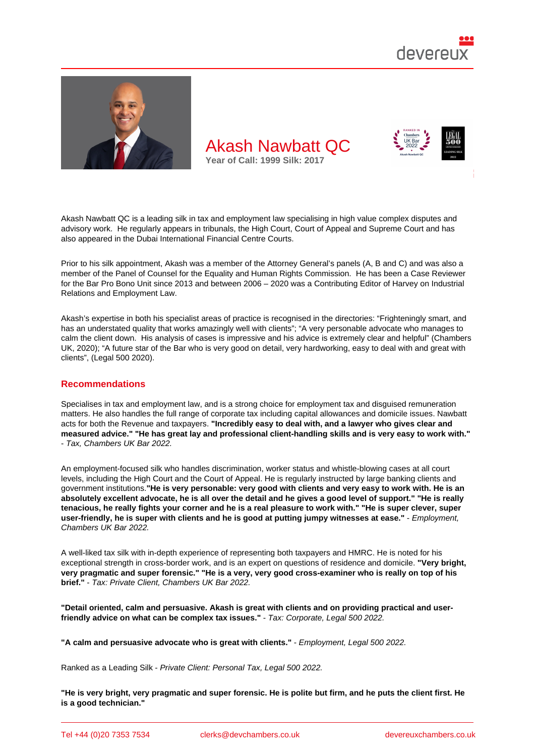# Akash Nawbatt QC

**Year of Call: 1999 Silk: 2017**

Akash Nawbatt QC is a leading silk in tax and employment law specialising in high value complex disputes and advisory work. He regularly appears in tribunals, the High Court, Court of Appeal and Supreme Court and has also appeared in the Dubai International Financial Centre Courts.

Prior to his silk appointment, Akash was a member of the Attorney General's panels (A, B and C) and was also a member of the Panel of Counsel for the Equality and Human Rights Commission. He has been a Case Reviewer for the Bar Pro Bono Unit since 2013 and between 2006 – 2020 was a Contributing Editor of Harvey on Industrial Relations and Employment Law.

Akash's expertise in both his specialist areas of practice is recognised in the directories: "Frighteningly smart, and has an understated quality that works amazingly well with clients"; "A very personable advocate who manages to calm the client down. His analysis of cases is impressive and his advice is extremely clear and helpful" (Chambers UK, 2020); "A future star of the Bar who is very good on detail, very hardworking, easy to deal with and great with clients", (Legal 500 2020).

## Recommendations

Specialises in tax and employment law, and is a strong choice for employment tax and disguised remuneration matters. He also handles the full range of corporate tax including capital allowances and domicile issues. Nawbatt acts for both the Revenue and taxpayers. **"Incredibly easy to deal with, and a lawyer who gives clear and measured advice." "He has great lay and professional client-handling skills and is very easy to work with."** - *Tax, Chambers UK Bar 2022.*

An employment-focused silk who handles discrimination, worker status and whistle-blowing cases at all court levels, including the High Court and the Court of Appeal. He is regularly instructed by large banking clients and government institutions.**"He is very personable: very good with clients and very easy to work with. He is an absolutely excellent advocate, he is all over the detail and he gives a good level of support." "He is really tenacious, he really fights your corner and he is a real pleasure to work with." "He is super clever, super user-friendly, he is super with clients and he is good at putting jumpy witnesses at ease."** - *Employment, Chambers UK Bar 2022.*

A well-liked tax silk with in-depth experience of representing both taxpayers and HMRC. He is noted for his exceptional strength in cross-border work, and is an expert on questions of residence and domicile. **"Very bright, very pragmatic and super forensic." "He is a very, very good cross-examiner who is really on top of his brief."** - *Tax: Private Client, Chambers UK Bar 2022.*

**"Detail oriented, calm and persuasive. Akash is great with clients and on providing practical and user-friendly advice on what can be complex tax issues."** - *Tax: Corporate, Legal 500 2022.*

**"A calm and persuasive advocate who is great with clients."** - *Employment, Legal 500 2022.*

Ranked as a Leading Silk - *Private Client: Personal Tax, Legal 500 2022.*

**"He is very bright, very pragmatic and super forensic. He is polite but firm, and he puts the client first. He is a good technician."**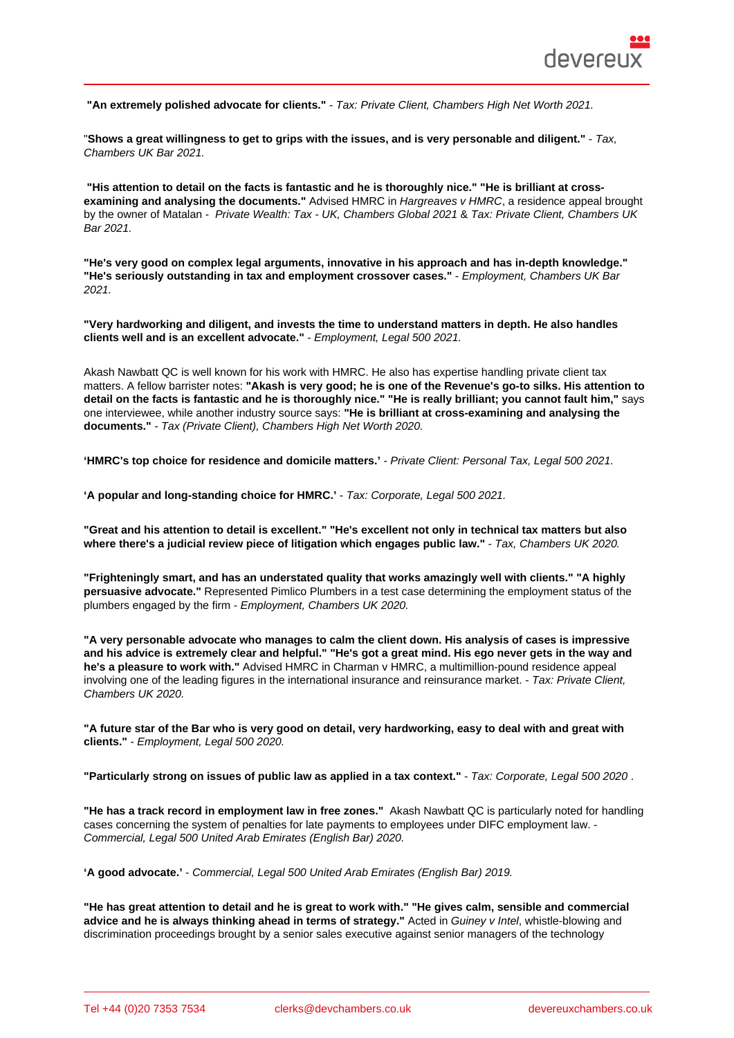**"An extremely polished advocate for clients."** - *Tax: Private Client, Chambers High Net Worth 2021.*

"**Shows a great willingness to get to grips with the issues, and is very personable and diligent."** - *Tax, Chambers UK Bar 2021.*

**"His attention to detail on the facts is fantastic and he is thoroughly nice." "He is brilliant at cross-examining and analysing the documents."** Advised HMRC in *Hargreaves v HMRC*, a residence appeal brought by the owner of Matalan - *Private Wealth: Tax - UK, Chambers Global 2021* & *Tax: Private Client, Chambers UK Bar 2021.*

**"He's very good on complex legal arguments, innovative in his approach and has in-depth knowledge." "He's seriously outstanding in tax and employment crossover cases."** - *Employment, Chambers UK Bar 2021.*

**"Very hardworking and diligent, and invests the time to understand matters in depth. He also handles clients well and is an excellent advocate."** - *Employment, Legal 500 2021.*

Akash Nawbatt QC is well known for his work with HMRC. He also has expertise handling private client tax matters. A fellow barrister notes: **"Akash is very good; he is one of the Revenue's go-to silks. His attention to detail on the facts is fantastic and he is thoroughly nice." "He is really brilliant; you cannot fault him,"** says one interviewee, while another industry source says: **"He is brilliant at cross-examining and analysing the documents."** - *Tax (Private Client), Chambers High Net Worth 2020.*

**'HMRC's top choice for residence and domicile matters.'** - *Private Client: Personal Tax, Legal 500 2021.*

**'A popular and long-standing choice for HMRC.'** - *Tax: Corporate, Legal 500 2021.*

**"Great and his attention to detail is excellent." "He's excellent not only in technical tax matters but also where there's a judicial review piece of litigation which engages public law."** - *Tax, Chambers UK 2020.*

**"Frighteningly smart, and has an understated quality that works amazingly well with clients." "A highly persuasive advocate."** Represented Pimlico Plumbers in a test case determining the employment status of the plumbers engaged by the firm - *Employment, Chambers UK 2020.*

**"A very personable advocate who manages to calm the client down. His analysis of cases is impressive and his advice is extremely clear and helpful." "He's got a great mind. His ego never gets in the way and he's a pleasure to work with."** Advised HMRC in Charman v HMRC, a multimillion-pound residence appeal involving one of the leading figures in the international insurance and reinsurance market. - *Tax: Private Client, Chambers UK 2020.*

**"A future star of the Bar who is very good on detail, very hardworking, easy to deal with and great with clients."** - *Employment, Legal 500 2020.*

**"Particularly strong on issues of public law as applied in a tax context."** - *Tax: Corporate, Legal 500 2020* .

**"He has a track record in employment law in free zones."** Akash Nawbatt QC is particularly noted for handling cases concerning the system of penalties for late payments to employees under DIFC employment law. - *Commercial, Legal 500 United Arab Emirates (English Bar) 2020.*

**'A good advocate.'** - *Commercial, Legal 500 United Arab Emirates (English Bar) 2019.*

**"He has great attention to detail and he is great to work with." "He gives calm, sensible and commercial advice and he is always thinking ahead in terms of strategy."** Acted in *Guiney v Intel*, whistle-blowing and discrimination proceedings brought by a senior sales executive against senior managers of the technology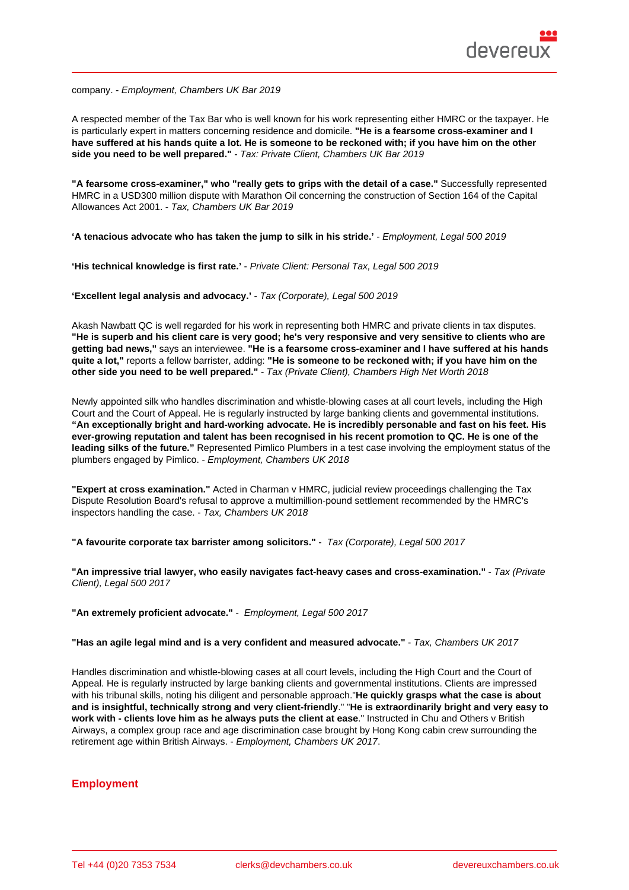company. - *Employment, Chambers UK Bar 2019*

A respected member of the Tax Bar who is well known for his work representing either HMRC or the taxpayer. He is particularly expert in matters concerning residence and domicile. **"He is a fearsome cross-examiner and I have suffered at his hands quite a lot. He is someone to be reckoned with; if you have him on the other side you need to be well prepared."** - *Tax: Private Client, Chambers UK Bar 2019*

**"A fearsome cross-examiner," who "really gets to grips with the detail of a case."** Successfully represented HMRC in a USD300 million dispute with Marathon Oil concerning the construction of Section 164 of the Capital Allowances Act 2001. - *Tax, Chambers UK Bar 2019*

**'A tenacious advocate who has taken the jump to silk in his stride.'** - *Employment, Legal 500 2019*

**'His technical knowledge is first rate.'** - *Private Client: Personal Tax, Legal 500 2019*

**'Excellent legal analysis and advocacy.'** - *Tax (Corporate), Legal 500 2019*

Akash Nawbatt QC is well regarded for his work in representing both HMRC and private clients in tax disputes. **"He is superb and his client care is very good; he's very responsive and very sensitive to clients who are getting bad news,"** says an interviewee. **"He is a fearsome cross-examiner and I have suffered at his hands quite a lot,"** reports a fellow barrister, adding: **"He is someone to be reckoned with; if you have him on the other side you need to be well prepared."** - *Tax (Private Client), Chambers High Net Worth 2018*

Newly appointed silk who handles discrimination and whistle-blowing cases at all court levels, including the High Court and the Court of Appeal. He is regularly instructed by large banking clients and governmental institutions. **"An exceptionally bright and hard-working advocate. He is incredibly personable and fast on his feet. His ever-growing reputation and talent has been recognised in his recent promotion to QC. He is one of the leading silks of the future."** Represented Pimlico Plumbers in a test case involving the employment status of the plumbers engaged by Pimlico. - *Employment, Chambers UK 2018*

**"Expert at cross examination."** Acted in Charman v HMRC, judicial review proceedings challenging the Tax Dispute Resolution Board's refusal to approve a multimillion-pound settlement recommended by the HMRC's inspectors handling the case. - *Tax, Chambers UK 2018*

**"A favourite corporate tax barrister among solicitors."** - *Tax (Corporate), Legal 500 2017*

**"An impressive trial lawyer, who easily navigates fact-heavy cases and cross-examination."** - *Tax (Private Client), Legal 500 2017*

**"An extremely proficient advocate."** - *Employment, Legal 500 2017*

**"Has an agile legal mind and is a very confident and measured advocate."** - *Tax, Chambers UK 2017*

Handles discrimination and whistle-blowing cases at all court levels, including the High Court and the Court of Appeal. He is regularly instructed by large banking clients and governmental institutions. Clients are impressed with his tribunal skills, noting his diligent and personable approach."**He quickly grasps what the case is about and is insightful, technically strong and very client-friendly**." "**He is extraordinarily bright and very easy to work with - clients love him as he always puts the client at ease**." Instructed in Chu and Others v British Airways, a complex group race and age discrimination case brought by Hong Kong cabin crew surrounding the retirement age within British Airways. - *Employment, Chambers UK 2017*.

## Employment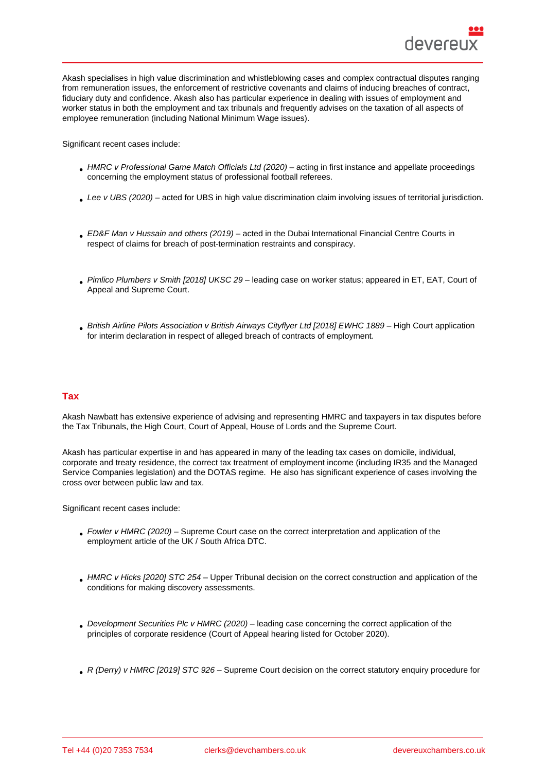Akash specialises in high value discrimination and whistleblowing cases and complex contractual disputes ranging from remuneration issues, the enforcement of restrictive covenants and claims of inducing breaches of contract, fiduciary duty and confidence. Akash also has particular experience in dealing with issues of employment and worker status in both the employment and tax tribunals and frequently advises on the taxation of all aspects of employee remuneration (including National Minimum Wage issues).

Significant recent cases include:

- *HMRC v Professional Game Match Officials Ltd (2020)* – acting in first instance and appellate proceedings concerning the employment status of professional football referees.
- *Lee v UBS (2020)* – acted for UBS in high value discrimination claim involving issues of territorial jurisdiction.
- *ED&F Man v Hussain and others (2019)* – acted in the Dubai International Financial Centre Courts in respect of claims for breach of post-termination restraints and conspiracy.
- *Pimlico Plumbers v Smith [2018] UKSC 29* – leading case on worker status; appeared in ET, EAT, Court of Appeal and Supreme Court.
- *British Airline Pilots Association v British Airways Cityflyer Ltd [2018] EWHC 1889* – High Court application for interim declaration in respect of alleged breach of contracts of employment.

## Tax

Akash Nawbatt has extensive experience of advising and representing HMRC and taxpayers in tax disputes before the Tax Tribunals, the High Court, Court of Appeal, House of Lords and the Supreme Court.

Akash has particular expertise in and has appeared in many of the leading tax cases on domicile, individual, corporate and treaty residence, the correct tax treatment of employment income (including IR35 and the Managed Service Companies legislation) and the DOTAS regime. He also has significant experience of cases involving the cross over between public law and tax.

Significant recent cases include:

- *Fowler v HMRC (2020)* – Supreme Court case on the correct interpretation and application of the employment article of the UK / South Africa DTC.
- *HMRC v Hicks [2020] STC 254* – Upper Tribunal decision on the correct construction and application of the conditions for making discovery assessments.
- *Development Securities Plc v HMRC (2020)* – leading case concerning the correct application of the principles of corporate residence (Court of Appeal hearing listed for October 2020).
- *R (Derry) v HMRC [2019] STC 926* – Supreme Court decision on the correct statutory enquiry procedure for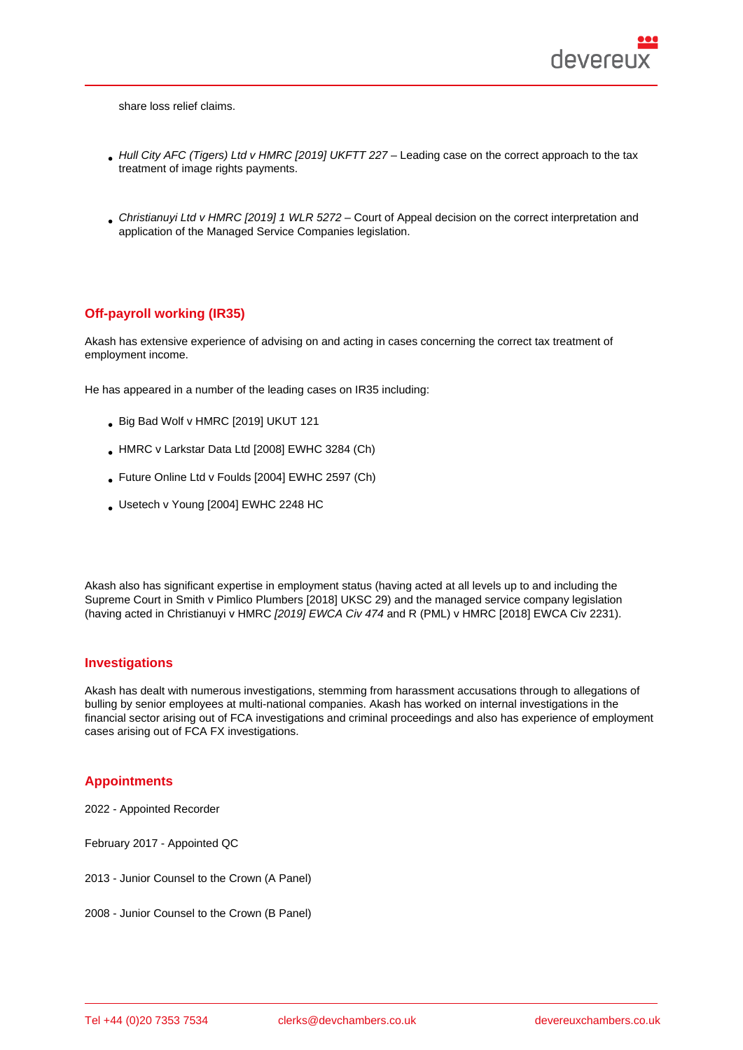share loss relief claims.

- *Hull City AFC (Tigers) Ltd v HMRC [2019] UKFTT 227* – Leading case on the correct approach to the tax treatment of image rights payments.
- *Christianuyi Ltd v HMRC [2019] 1 WLR 5272* – Court of Appeal decision on the correct interpretation and application of the Managed Service Companies legislation.

## Off-payroll working (IR35)

Akash has extensive experience of advising on and acting in cases concerning the correct tax treatment of employment income.

He has appeared in a number of the leading cases on IR35 including:

- Big Bad Wolf v HMRC [2019] UKUT 121
- HMRC v Larkstar Data Ltd [2008] EWHC 3284 (Ch)
- Future Online Ltd v Foulds [2004] EWHC 2597 (Ch)
- Usetech v Young [2004] EWHC 2248 HC

Akash also has significant expertise in employment status (having acted at all levels up to and including the Supreme Court in Smith v Pimlico Plumbers [2018] UKSC 29) and the managed service company legislation (having acted in Christianuyi v HMRC *[2019] EWCA Civ 474* and R (PML) v HMRC [2018] EWCA Civ 2231).

## Investigations

Akash has dealt with numerous investigations, stemming from harassment accusations through to allegations of bulling by senior employees at multi-national companies. Akash has worked on internal investigations in the financial sector arising out of FCA investigations and criminal proceedings and also has experience of employment cases arising out of FCA FX investigations.

## Appointments

2022 - Appointed Recorder

February 2017 - Appointed QC

2013 - Junior Counsel to the Crown (A Panel)

2008 - Junior Counsel to the Crown (B Panel)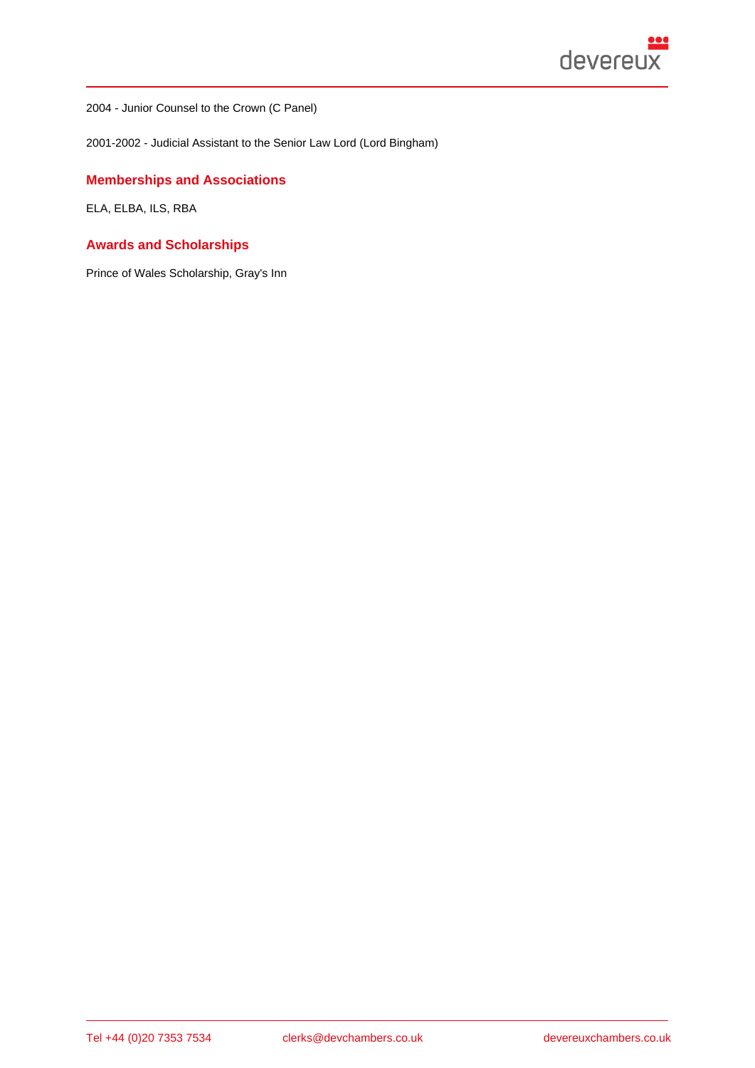2004 - Junior Counsel to the Crown (C Panel)

2001-2002 - Judicial Assistant to the Senior Law Lord (Lord Bingham)

## Memberships and Associations

ELA, ELBA, ILS, RBA

## Awards and Scholarships

Prince of Wales Scholarship, Gray's Inn